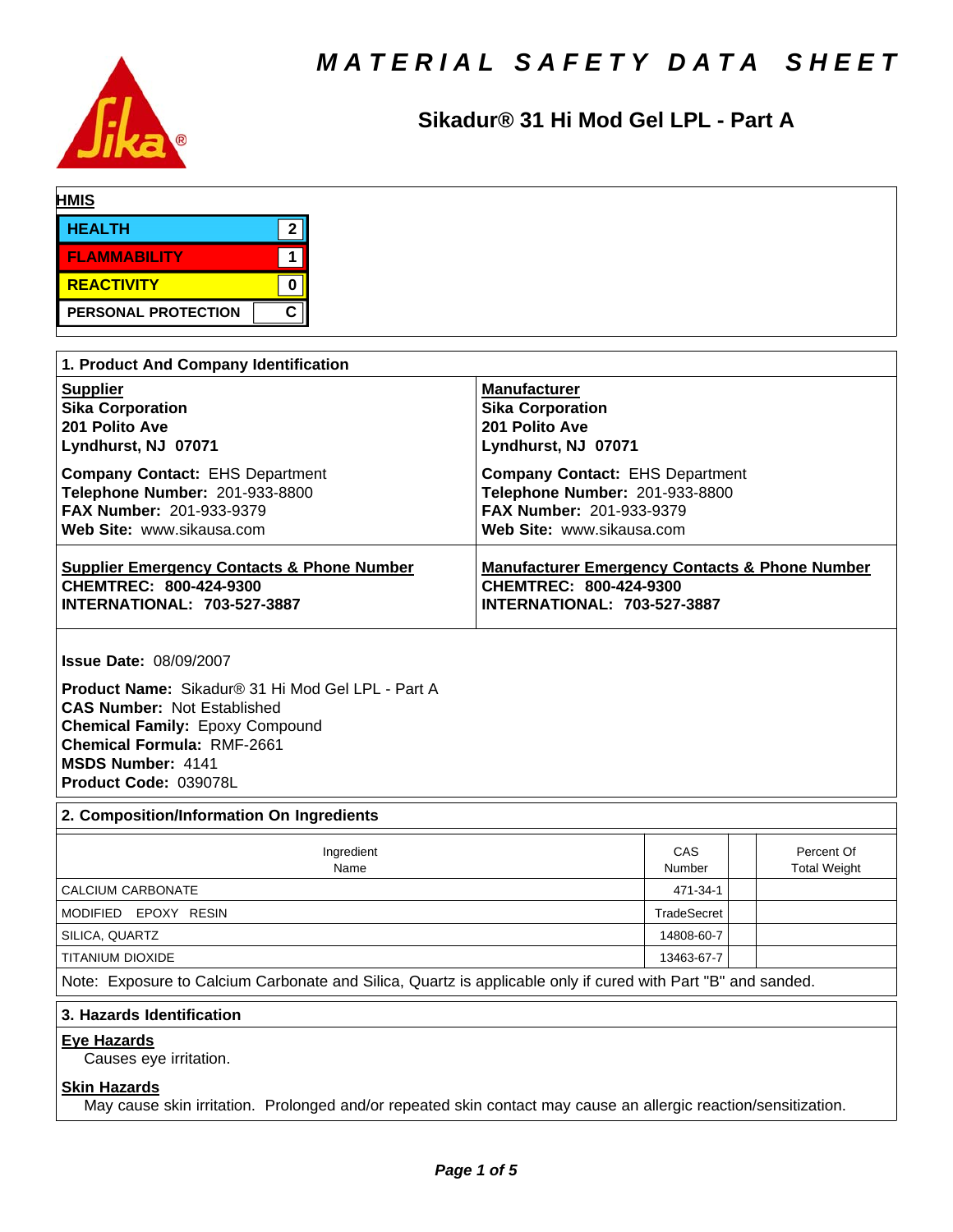# MATERIAL SAFETY DATA SHEET

## Sikadur® 31 Hi Mod Gel LPL - Part A

**HMIS**

| | |
|---|---|
| HEALTH | 2 |
| FLAMMABILITY | 1 |
| REACTIVITY | 0 |
| PERSONAL PROTECTION | C |

### 1. Product And Company Identification

| Supplier | Manufacturer |
|---|---|
| **Sika Corporation**<br>**201 Polito Ave**<br>**Lyndhurst, NJ 07071**<br><br>**Company Contact:** EHS Department<br>**Telephone Number:** 201-933-8800<br>**FAX Number:** 201-933-9379<br>**Web Site:** www.sikausa.com | **Sika Corporation**<br>**201 Polito Ave**<br>**Lyndhurst, NJ 07071**<br><br>**Company Contact:** EHS Department<br>**Telephone Number:** 201-933-8800<br>**FAX Number:** 201-933-9379<br>**Web Site:** www.sikausa.com |
| **Supplier Emergency Contacts & Phone Number**<br>**CHEMTREC: 800-424-9300**<br>**INTERNATIONAL: 703-527-3887** | **Manufacturer Emergency Contacts & Phone Number**<br>**CHEMTREC: 800-424-9300**<br>**INTERNATIONAL: 703-527-3887** |

**Issue Date:** 08/09/2007

**Product Name:** Sikadur® 31 Hi Mod Gel LPL - Part A
**CAS Number:** Not Established
**Chemical Family:** Epoxy Compound
**Chemical Formula:** RMF-2661
**MSDS Number:** 4141
**Product Code:** 039078L

### 2. Composition/Information On Ingredients

| Ingredient Name | CAS Number | | Percent Of Total Weight |
|---|---|---|---|
| CALCIUM CARBONATE | 471-34-1 | | |
| MODIFIED EPOXY RESIN | TradeSecret | | |
| SILICA, QUARTZ | 14808-60-7 | | |
| TITANIUM DIOXIDE | 13463-67-7 | | |

Note: Exposure to Calcium Carbonate and Silica, Quartz is applicable only if cured with Part "B" and sanded.

### 3. Hazards Identification

**Eye Hazards**

Causes eye irritation.

**Skin Hazards**

May cause skin irritation. Prolonged and/or repeated skin contact may cause an allergic reaction/sensitization.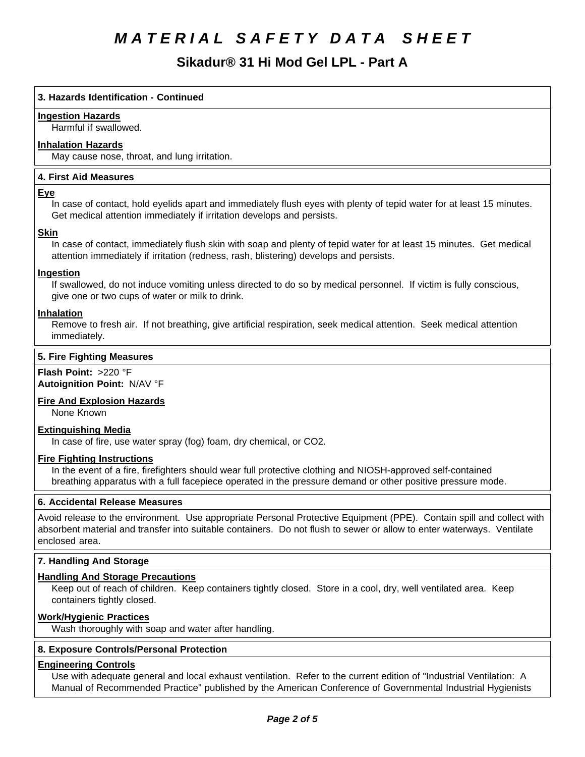# MATERIAL SAFETY DATA SHEET

## Sikadur® 31 Hi Mod Gel LPL - Part A

### 3. Hazards Identification - Continued

**Ingestion Hazards**

Harmful if swallowed.

**Inhalation Hazards**

May cause nose, throat, and lung irritation.

### 4. First Aid Measures

**Eye**

In case of contact, hold eyelids apart and immediately flush eyes with plenty of tepid water for at least 15 minutes. Get medical attention immediately if irritation develops and persists.

**Skin**

In case of contact, immediately flush skin with soap and plenty of tepid water for at least 15 minutes. Get medical attention immediately if irritation (redness, rash, blistering) develops and persists.

**Ingestion**

If swallowed, do not induce vomiting unless directed to do so by medical personnel. If victim is fully conscious, give one or two cups of water or milk to drink.

**Inhalation**

Remove to fresh air. If not breathing, give artificial respiration, seek medical attention. Seek medical attention immediately.

### 5. Fire Fighting Measures

**Flash Point:** >220 °F
**Autoignition Point:** N/AV °F

**Fire And Explosion Hazards**

None Known

**Extinguishing Media**

In case of fire, use water spray (fog) foam, dry chemical, or CO2.

**Fire Fighting Instructions**

In the event of a fire, firefighters should wear full protective clothing and NIOSH-approved self-contained breathing apparatus with a full facepiece operated in the pressure demand or other positive pressure mode.

### 6. Accidental Release Measures

Avoid release to the environment. Use appropriate Personal Protective Equipment (PPE). Contain spill and collect with absorbent material and transfer into suitable containers. Do not flush to sewer or allow to enter waterways. Ventilate enclosed area.

### 7. Handling And Storage

**Handling And Storage Precautions**

Keep out of reach of children. Keep containers tightly closed. Store in a cool, dry, well ventilated area. Keep containers tightly closed.

**Work/Hygienic Practices**

Wash thoroughly with soap and water after handling.

### 8. Exposure Controls/Personal Protection

**Engineering Controls**

Use with adequate general and local exhaust ventilation. Refer to the current edition of "Industrial Ventilation: A Manual of Recommended Practice" published by the American Conference of Governmental Industrial Hygienists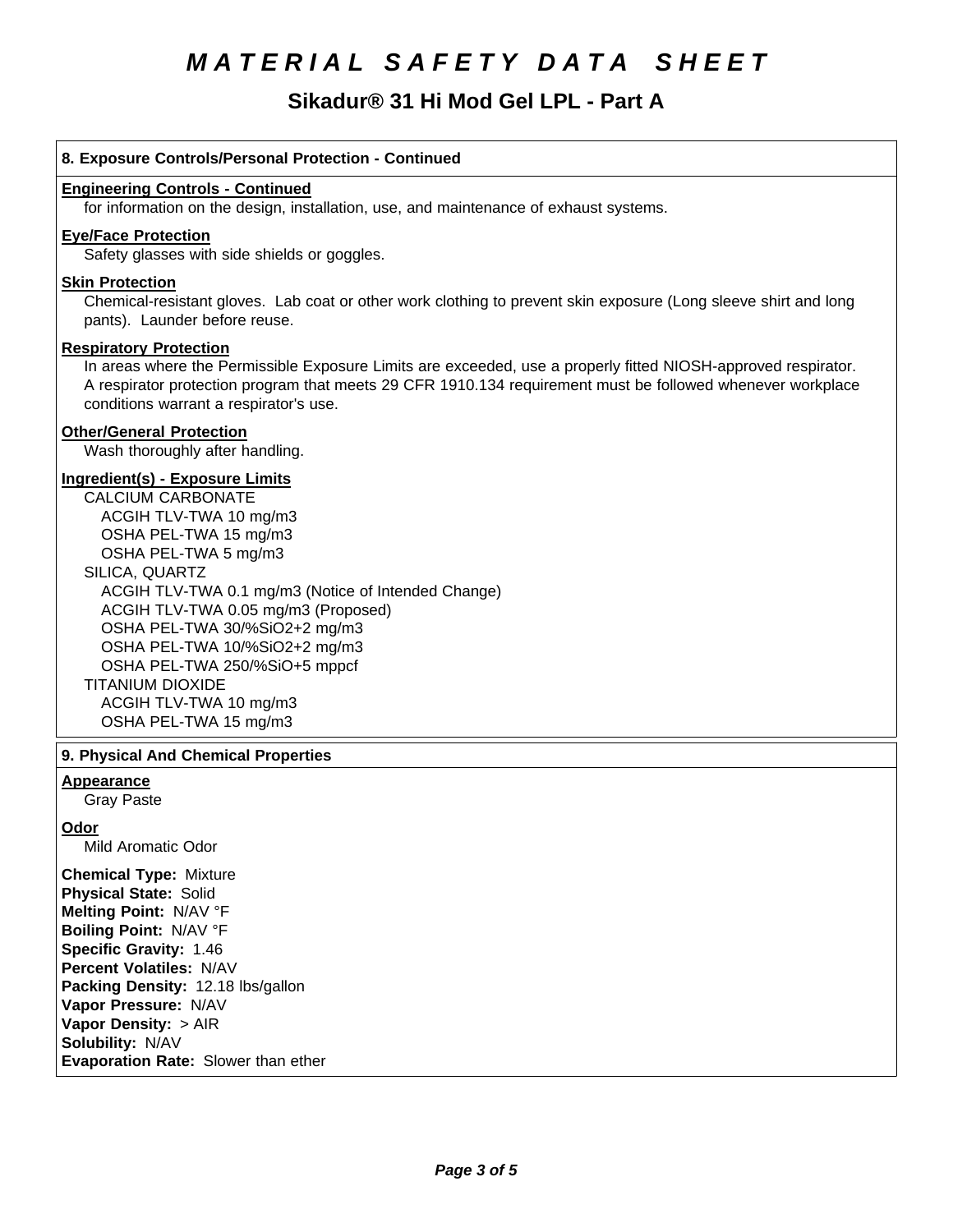# MATERIAL SAFETY DATA SHEET

## Sikadur® 31 Hi Mod Gel LPL - Part A

### 8. Exposure Controls/Personal Protection - Continued

**Engineering Controls - Continued**

for information on the design, installation, use, and maintenance of exhaust systems.

**Eye/Face Protection**

Safety glasses with side shields or goggles.

**Skin Protection**

Chemical-resistant gloves. Lab coat or other work clothing to prevent skin exposure (Long sleeve shirt and long pants). Launder before reuse.

**Respiratory Protection**

In areas where the Permissible Exposure Limits are exceeded, use a properly fitted NIOSH-approved respirator. A respirator protection program that meets 29 CFR 1910.134 requirement must be followed whenever workplace conditions warrant a respirator's use.

**Other/General Protection**

Wash thoroughly after handling.

**Ingredient(s) - Exposure Limits**

CALCIUM CARBONATE
- ACGIH TLV-TWA 10 mg/m3
- OSHA PEL-TWA 15 mg/m3
- OSHA PEL-TWA 5 mg/m3

SILICA, QUARTZ
- ACGIH TLV-TWA 0.1 mg/m3 (Notice of Intended Change)
- ACGIH TLV-TWA 0.05 mg/m3 (Proposed)
- OSHA PEL-TWA 30/%SiO2+2 mg/m3
- OSHA PEL-TWA 10/%SiO2+2 mg/m3
- OSHA PEL-TWA 250/%SiO+5 mppcf

TITANIUM DIOXIDE
- ACGIH TLV-TWA 10 mg/m3
- OSHA PEL-TWA 15 mg/m3

### 9. Physical And Chemical Properties

**Appearance**

Gray Paste

**Odor**

Mild Aromatic Odor

**Chemical Type:** Mixture
**Physical State:** Solid
**Melting Point:** N/AV °F
**Boiling Point:** N/AV °F
**Specific Gravity:** 1.46
**Percent Volatiles:** N/AV
**Packing Density:** 12.18 lbs/gallon
**Vapor Pressure:** N/AV
**Vapor Density:** > AIR
**Solubility:** N/AV
**Evaporation Rate:** Slower than ether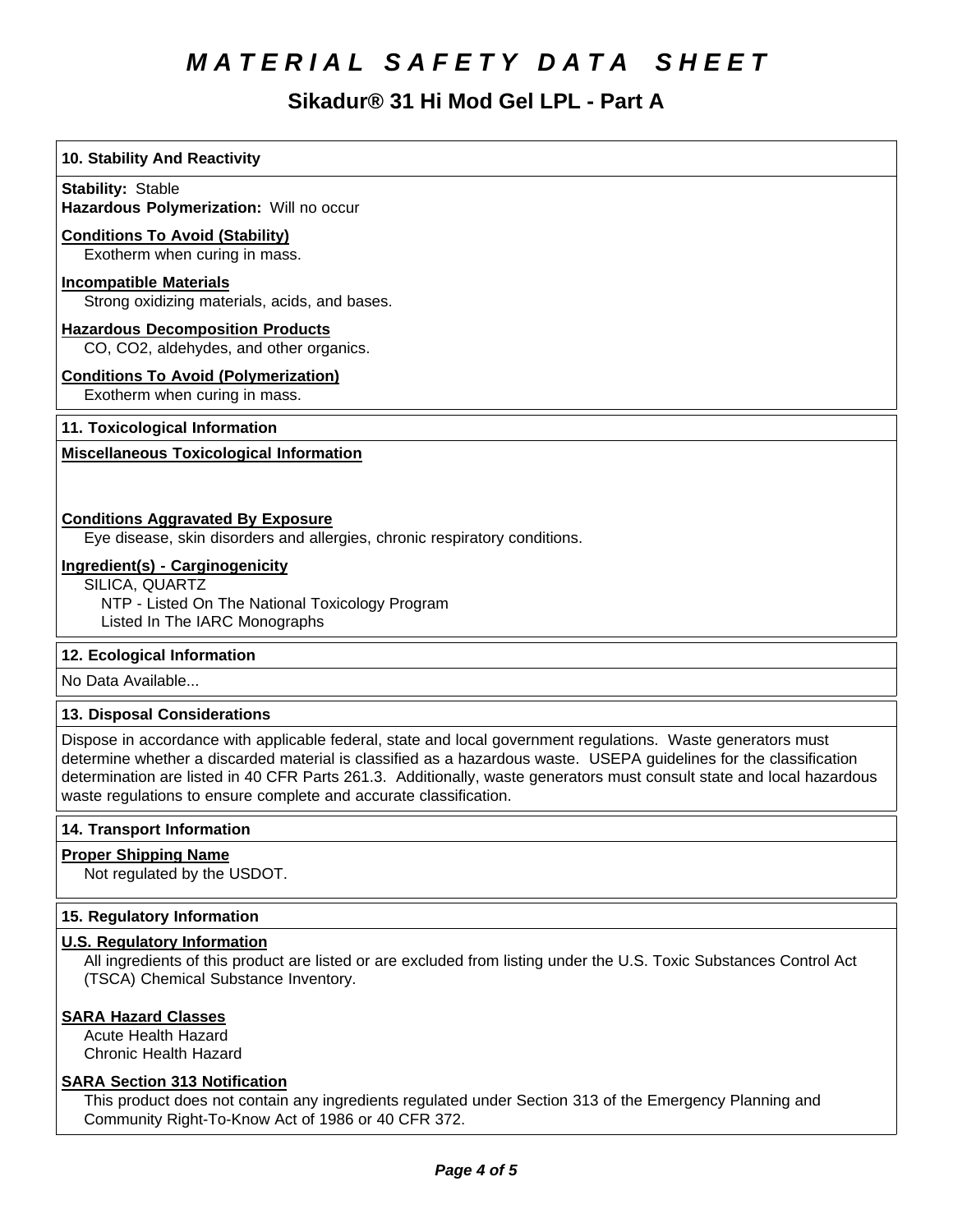## 10. Stability And Reactivity

**Stability:** Stable
**Hazardous Polymerization:** Will no occur

**Conditions To Avoid (Stability)**
Exotherm when curing in mass.

**Incompatible Materials**
Strong oxidizing materials, acids, and bases.

**Hazardous Decomposition Products**
CO, CO2, aldehydes, and other organics.

**Conditions To Avoid (Polymerization)**
Exotherm when curing in mass.

## 11. Toxicological Information

**Miscellaneous Toxicological Information**

**Conditions Aggravated By Exposure**
Eye disease, skin disorders and allergies, chronic respiratory conditions.

**Ingredient(s) - Carginogenicity**
SILICA, QUARTZ
NTP - Listed On The National Toxicology Program
Listed In The IARC Monographs

## 12. Ecological Information

No Data Available...

## 13. Disposal Considerations

Dispose in accordance with applicable federal, state and local government regulations. Waste generators must determine whether a discarded material is classified as a hazardous waste. USEPA guidelines for the classification determination are listed in 40 CFR Parts 261.3. Additionally, waste generators must consult state and local hazardous waste regulations to ensure complete and accurate classification.

## 14. Transport Information

**Proper Shipping Name**
Not regulated by the USDOT.

## 15. Regulatory Information

**U.S. Regulatory Information**
All ingredients of this product are listed or are excluded from listing under the U.S. Toxic Substances Control Act (TSCA) Chemical Substance Inventory.

**SARA Hazard Classes**
Acute Health Hazard
Chronic Health Hazard

**SARA Section 313 Notification**
This product does not contain any ingredients regulated under Section 313 of the Emergency Planning and Community Right-To-Know Act of 1986 or 40 CFR 372.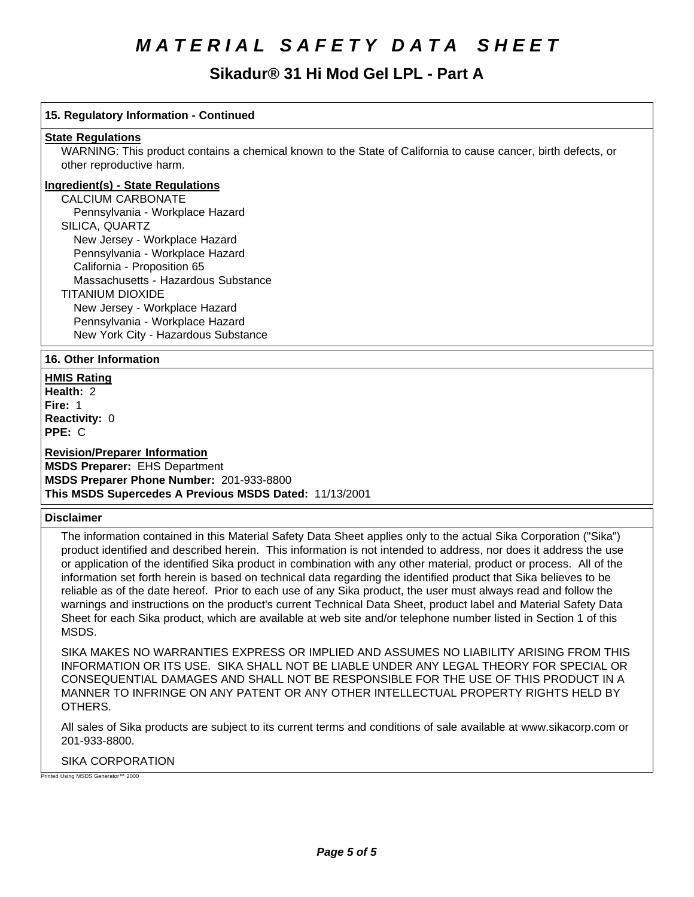# MATERIAL SAFETY DATA SHEET

## Sikadur® 31 Hi Mod Gel LPL - Part A

### 15. Regulatory Information - Continued

**State Regulations**

WARNING: This product contains a chemical known to the State of California to cause cancer, birth defects, or other reproductive harm.

**Ingredient(s) - State Regulations**

CALCIUM CARBONATE
- Pennsylvania - Workplace Hazard

SILICA, QUARTZ
- New Jersey - Workplace Hazard
- Pennsylvania - Workplace Hazard
- California - Proposition 65
- Massachusetts - Hazardous Substance

TITANIUM DIOXIDE
- New Jersey - Workplace Hazard
- Pennsylvania - Workplace Hazard
- New York City - Hazardous Substance

### 16. Other Information

**HMIS Rating**

**Health:** 2
**Fire:** 1
**Reactivity:** 0
**PPE:** C

**Revision/Preparer Information**

**MSDS Preparer:** EHS Department
**MSDS Preparer Phone Number:** 201-933-8800
**This MSDS Supercedes A Previous MSDS Dated:** 11/13/2001

### Disclaimer

The information contained in this Material Safety Data Sheet applies only to the actual Sika Corporation ("Sika") product identified and described herein. This information is not intended to address, nor does it address the use or application of the identified Sika product in combination with any other material, product or process. All of the information set forth herein is based on technical data regarding the identified product that Sika believes to be reliable as of the date hereof. Prior to each use of any Sika product, the user must always read and follow the warnings and instructions on the product's current Technical Data Sheet, product label and Material Safety Data Sheet for each Sika product, which are available at web site and/or telephone number listed in Section 1 of this MSDS.

SIKA MAKES NO WARRANTIES EXPRESS OR IMPLIED AND ASSUMES NO LIABILITY ARISING FROM THIS INFORMATION OR ITS USE. SIKA SHALL NOT BE LIABLE UNDER ANY LEGAL THEORY FOR SPECIAL OR CONSEQUENTIAL DAMAGES AND SHALL NOT BE RESPONSIBLE FOR THE USE OF THIS PRODUCT IN A MANNER TO INFRINGE ON ANY PATENT OR ANY OTHER INTELLECTUAL PROPERTY RIGHTS HELD BY OTHERS.

All sales of Sika products are subject to its current terms and conditions of sale available at www.sikacorp.com or 201-933-8800.

SIKA CORPORATION

Printed Using MSDS Generator™ 2000